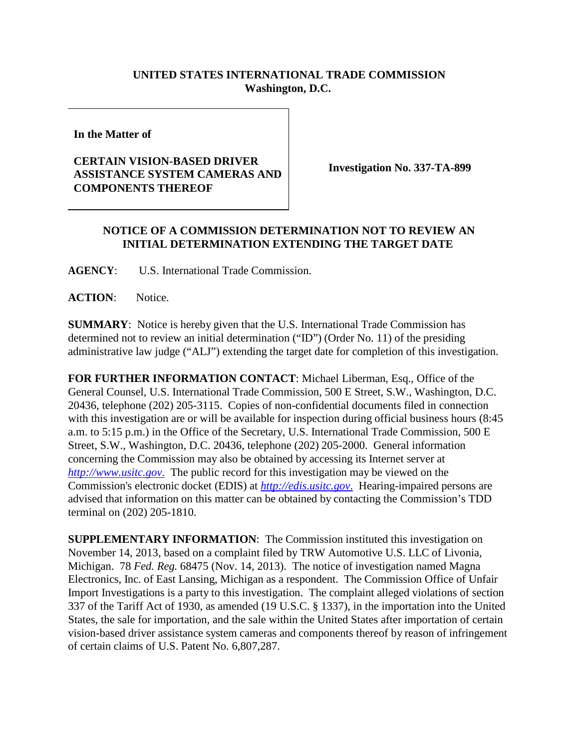**UNITED STATES INTERNATIONAL TRADE COMMISSION**
**Washington, D.C.**

| In the Matter of<br><br>**CERTAIN VISION-BASED DRIVER ASSISTANCE SYSTEM CAMERAS AND COMPONENTS THEREOF** | **Investigation No. 337-TA-899** |
|---|---|

**NOTICE OF A COMMISSION DETERMINATION NOT TO REVIEW AN INITIAL DETERMINATION EXTENDING THE TARGET DATE**

**AGENCY**: U.S. International Trade Commission.

**ACTION**: Notice.

**SUMMARY**: Notice is hereby given that the U.S. International Trade Commission has determined not to review an initial determination ("ID") (Order No. 11) of the presiding administrative law judge ("ALJ") extending the target date for completion of this investigation.

**FOR FURTHER INFORMATION CONTACT**: Michael Liberman, Esq., Office of the General Counsel, U.S. International Trade Commission, 500 E Street, S.W., Washington, D.C. 20436, telephone (202) 205-3115. Copies of non-confidential documents filed in connection with this investigation are or will be available for inspection during official business hours (8:45 a.m. to 5:15 p.m.) in the Office of the Secretary, U.S. International Trade Commission, 500 E Street, S.W., Washington, D.C. 20436, telephone (202) 205-2000. General information concerning the Commission may also be obtained by accessing its Internet server at *http://www.usitc.gov*. The public record for this investigation may be viewed on the Commission's electronic docket (EDIS) at *http://edis.usitc.gov*. Hearing-impaired persons are advised that information on this matter can be obtained by contacting the Commission's TDD terminal on (202) 205-1810.

**SUPPLEMENTARY INFORMATION**: The Commission instituted this investigation on November 14, 2013, based on a complaint filed by TRW Automotive U.S. LLC of Livonia, Michigan. 78 *Fed. Reg.* 68475 (Nov. 14, 2013). The notice of investigation named Magna Electronics, Inc. of East Lansing, Michigan as a respondent. The Commission Office of Unfair Import Investigations is a party to this investigation. The complaint alleged violations of section 337 of the Tariff Act of 1930, as amended (19 U.S.C. § 1337), in the importation into the United States, the sale for importation, and the sale within the United States after importation of certain vision-based driver assistance system cameras and components thereof by reason of infringement of certain claims of U.S. Patent No. 6,807,287.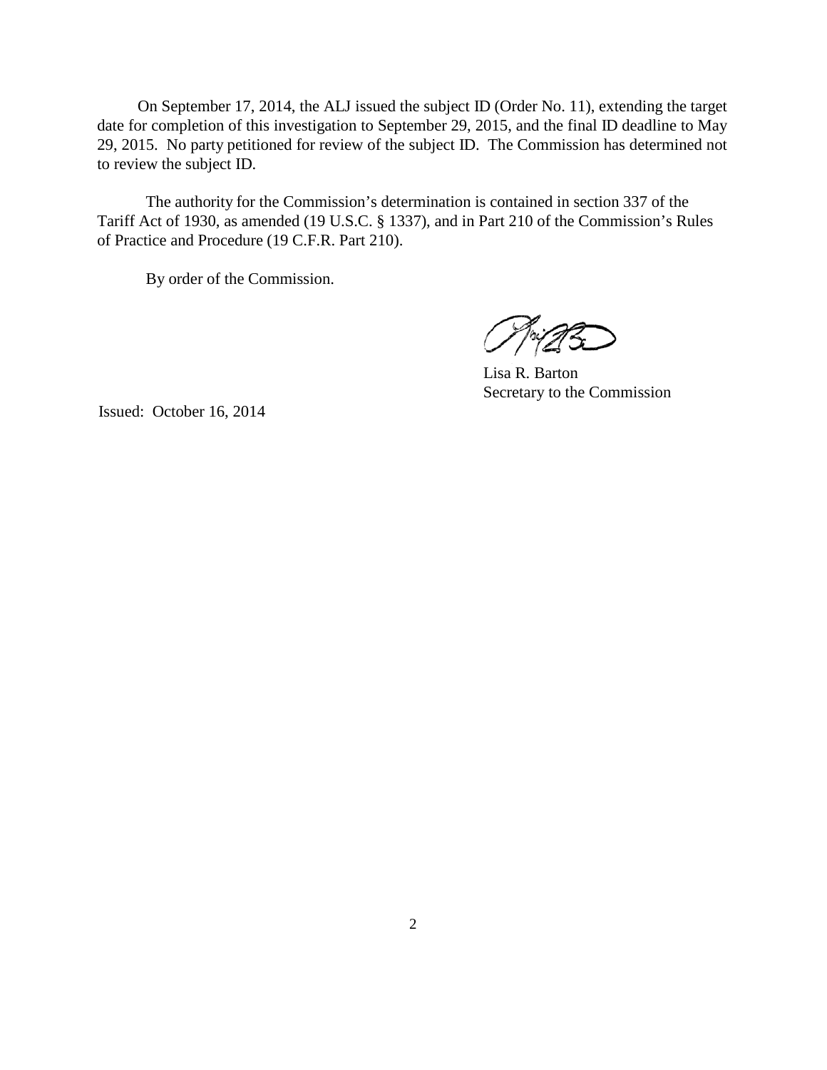On September 17, 2014, the ALJ issued the subject ID (Order No. 11), extending the target date for completion of this investigation to September 29, 2015, and the final ID deadline to May 29, 2015. No party petitioned for review of the subject ID. The Commission has determined not to review the subject ID.

The authority for the Commission's determination is contained in section 337 of the Tariff Act of 1930, as amended (19 U.S.C. § 1337), and in Part 210 of the Commission's Rules of Practice and Procedure (19 C.F.R. Part 210).

By order of the Commission.

Lisa R. Barton
Secretary to the Commission

Issued: October 16, 2014